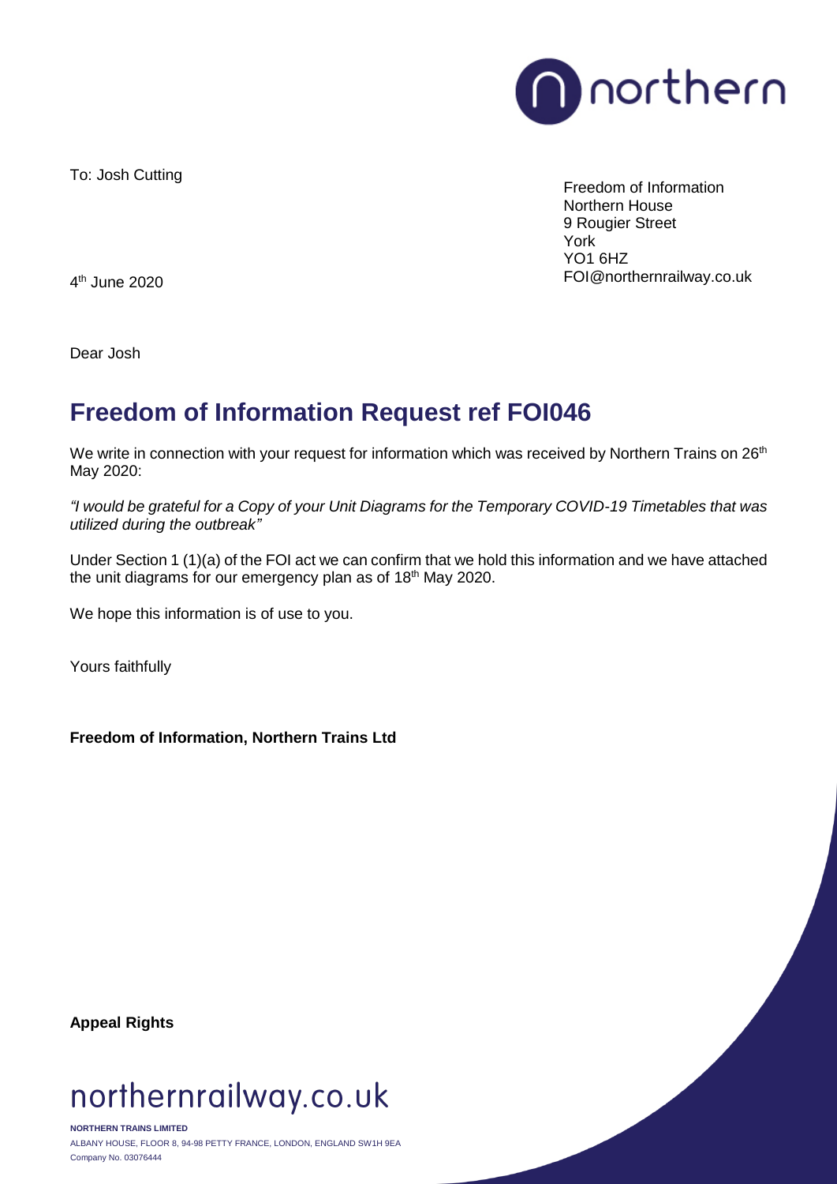To: Josh Cutting

Freedom of Information
Northern House
9 Rougier Street
York
YO1 6HZ
FOI@northernrailway.co.uk

4th June 2020

Dear Josh

# Freedom of Information Request ref FOI046

We write in connection with your request for information which was received by Northern Trains on 26th May 2020:

*"I would be grateful for a Copy of your Unit Diagrams for the Temporary COVID-19 Timetables that was utilized during the outbreak"*

Under Section 1 (1)(a) of the FOI act we can confirm that we hold this information and we have attached the unit diagrams for our emergency plan as of 18th May 2020.

We hope this information is of use to you.

Yours faithfully

**Freedom of Information, Northern Trains Ltd**

**Appeal Rights**

northernrailway.co.uk

**NORTHERN TRAINS LIMITED**
ALBANY HOUSE, FLOOR 8, 94-98 PETTY FRANCE, LONDON, ENGLAND SW1H 9EA
Company No. 03076444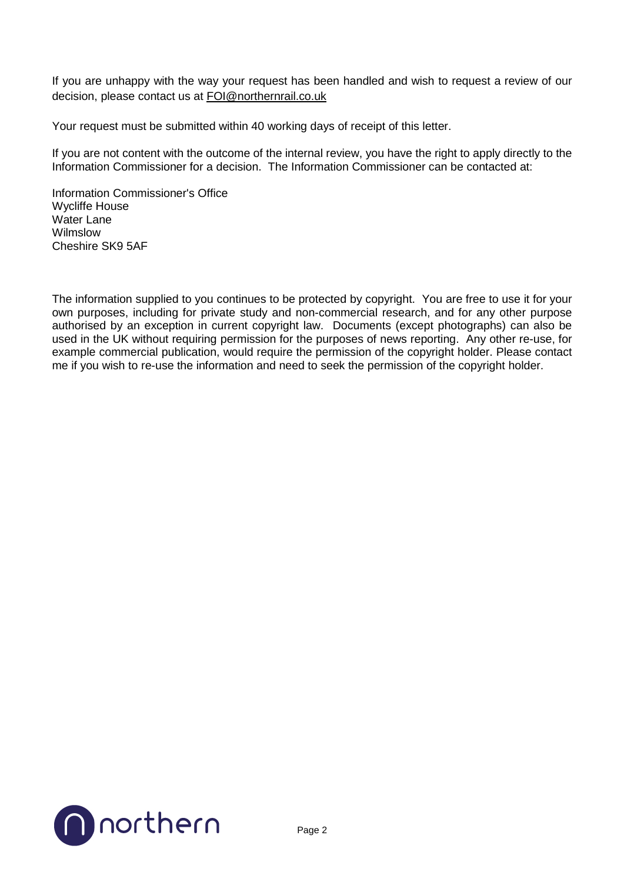If you are unhappy with the way your request has been handled and wish to request a review of our decision, please contact us at FOI@northernrail.co.uk

Your request must be submitted within 40 working days of receipt of this letter.

If you are not content with the outcome of the internal review, you have the right to apply directly to the Information Commissioner for a decision. The Information Commissioner can be contacted at:

Information Commissioner's Office
Wycliffe House
Water Lane
Wilmslow
Cheshire SK9 5AF

The information supplied to you continues to be protected by copyright. You are free to use it for your own purposes, including for private study and non-commercial research, and for any other purpose authorised by an exception in current copyright law. Documents (except photographs) can also be used in the UK without requiring permission for the purposes of news reporting. Any other re-use, for example commercial publication, would require the permission of the copyright holder. Please contact me if you wish to re-use the information and need to seek the permission of the copyright holder.